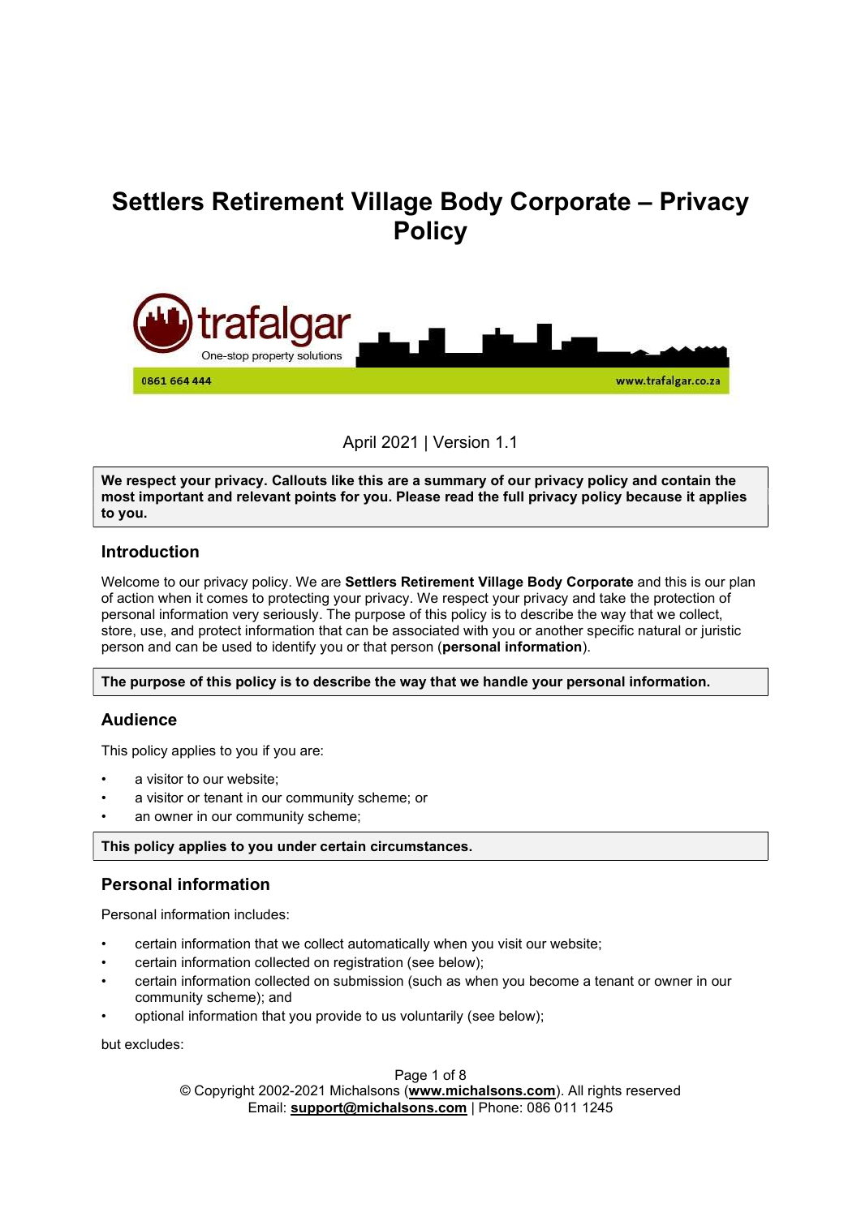# Settlers Retirement Village Body Corporate – Privacy Policy

April 2021 | Version 1.1

**We respect your privacy. Callouts like this are a summary of our privacy policy and contain the most important and relevant points for you. Please read the full privacy policy because it applies to you.**

## Introduction

Welcome to our privacy policy. We are **Settlers Retirement Village Body Corporate** and this is our plan of action when it comes to protecting your privacy. We respect your privacy and take the protection of personal information very seriously. The purpose of this policy is to describe the way that we collect, store, use, and protect information that can be associated with you or another specific natural or juristic person and can be used to identify you or that person (**personal information**).

**The purpose of this policy is to describe the way that we handle your personal information.**

## Audience

This policy applies to you if you are:

- a visitor to our website;
- a visitor or tenant in our community scheme; or
- an owner in our community scheme;

**This policy applies to you under certain circumstances.**

## Personal information

Personal information includes:

- certain information that we collect automatically when you visit our website;
- certain information collected on registration (see below);
- certain information collected on submission (such as when you become a tenant or owner in our community scheme); and
- optional information that you provide to us voluntarily (see below);

but excludes: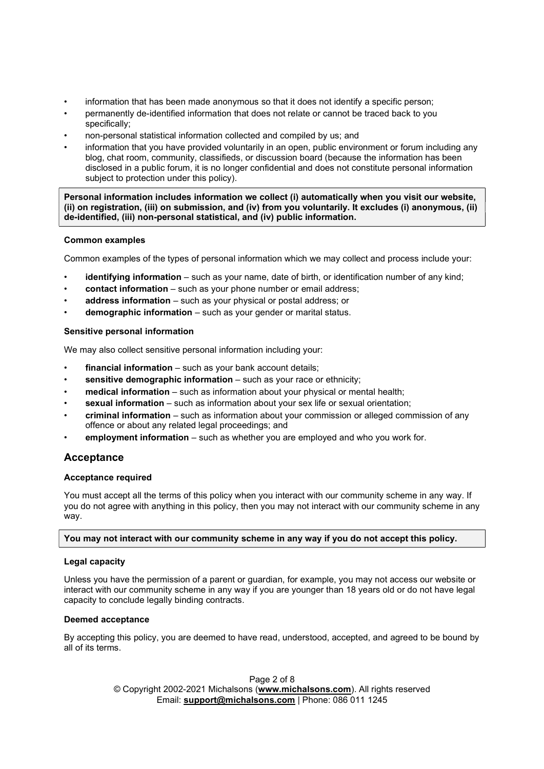- information that has been made anonymous so that it does not identify a specific person;
- permanently de-identified information that does not relate or cannot be traced back to you specifically;
- non-personal statistical information collected and compiled by us; and
- information that you have provided voluntarily in an open, public environment or forum including any blog, chat room, community, classifieds, or discussion board (because the information has been disclosed in a public forum, it is no longer confidential and does not constitute personal information subject to protection under this policy).

**Personal information includes information we collect (i) automatically when you visit our website, (ii) on registration, (iii) on submission, and (iv) from you voluntarily. It excludes (i) anonymous, (ii) de-identified, (iii) non-personal statistical, and (iv) public information.**

#### Common examples

Common examples of the types of personal information which we may collect and process include your:

- **identifying information** – such as your name, date of birth, or identification number of any kind;
- **contact information** – such as your phone number or email address;
- **address information** – such as your physical or postal address; or
- **demographic information** – such as your gender or marital status.

#### Sensitive personal information

We may also collect sensitive personal information including your:

- **financial information** – such as your bank account details;
- **sensitive demographic information** – such as your race or ethnicity;
- **medical information** – such as information about your physical or mental health;
- **sexual information** – such as information about your sex life or sexual orientation;
- **criminal information** – such as information about your commission or alleged commission of any offence or about any related legal proceedings; and
- **employment information** – such as whether you are employed and who you work for.

## Acceptance

#### Acceptance required

You must accept all the terms of this policy when you interact with our community scheme in any way. If you do not agree with anything in this policy, then you may not interact with our community scheme in any way.

**You may not interact with our community scheme in any way if you do not accept this policy.**

#### Legal capacity

Unless you have the permission of a parent or guardian, for example, you may not access our website or interact with our community scheme in any way if you are younger than 18 years old or do not have legal capacity to conclude legally binding contracts.

#### Deemed acceptance

By accepting this policy, you are deemed to have read, understood, accepted, and agreed to be bound by all of its terms.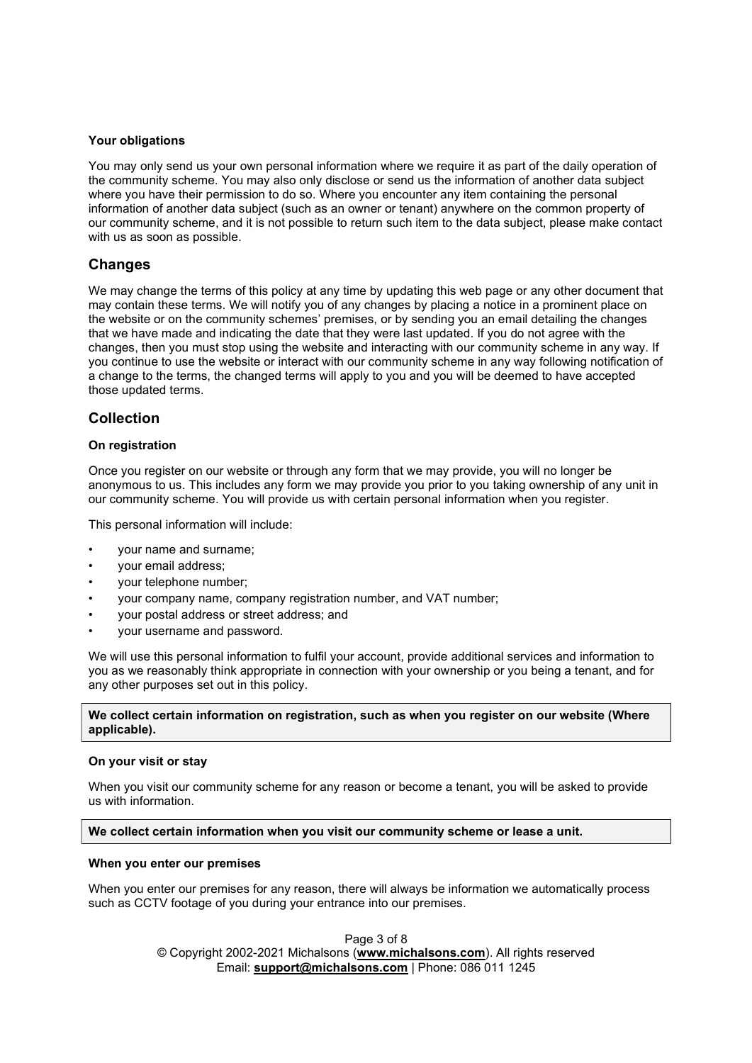#### Your obligations

You may only send us your own personal information where we require it as part of the daily operation of the community scheme. You may also only disclose or send us the information of another data subject where you have their permission to do so. Where you encounter any item containing the personal information of another data subject (such as an owner or tenant) anywhere on the common property of our community scheme, and it is not possible to return such item to the data subject, please make contact with us as soon as possible.

## Changes

We may change the terms of this policy at any time by updating this web page or any other document that may contain these terms. We will notify you of any changes by placing a notice in a prominent place on the website or on the community schemes' premises, or by sending you an email detailing the changes that we have made and indicating the date that they were last updated. If you do not agree with the changes, then you must stop using the website and interacting with our community scheme in any way. If you continue to use the website or interact with our community scheme in any way following notification of a change to the terms, the changed terms will apply to you and you will be deemed to have accepted those updated terms.

## Collection

#### On registration

Once you register on our website or through any form that we may provide, you will no longer be anonymous to us. This includes any form we may provide you prior to you taking ownership of any unit in our community scheme. You will provide us with certain personal information when you register.

This personal information will include:

- your name and surname;
- your email address;
- your telephone number;
- your company name, company registration number, and VAT number;
- your postal address or street address; and
- your username and password.

We will use this personal information to fulfil your account, provide additional services and information to you as we reasonably think appropriate in connection with your ownership or you being a tenant, and for any other purposes set out in this policy.

**We collect certain information on registration, such as when you register on our website (Where applicable).**

#### On your visit or stay

When you visit our community scheme for any reason or become a tenant, you will be asked to provide us with information.

**We collect certain information when you visit our community scheme or lease a unit.**

#### When you enter our premises

When you enter our premises for any reason, there will always be information we automatically process such as CCTV footage of you during your entrance into our premises.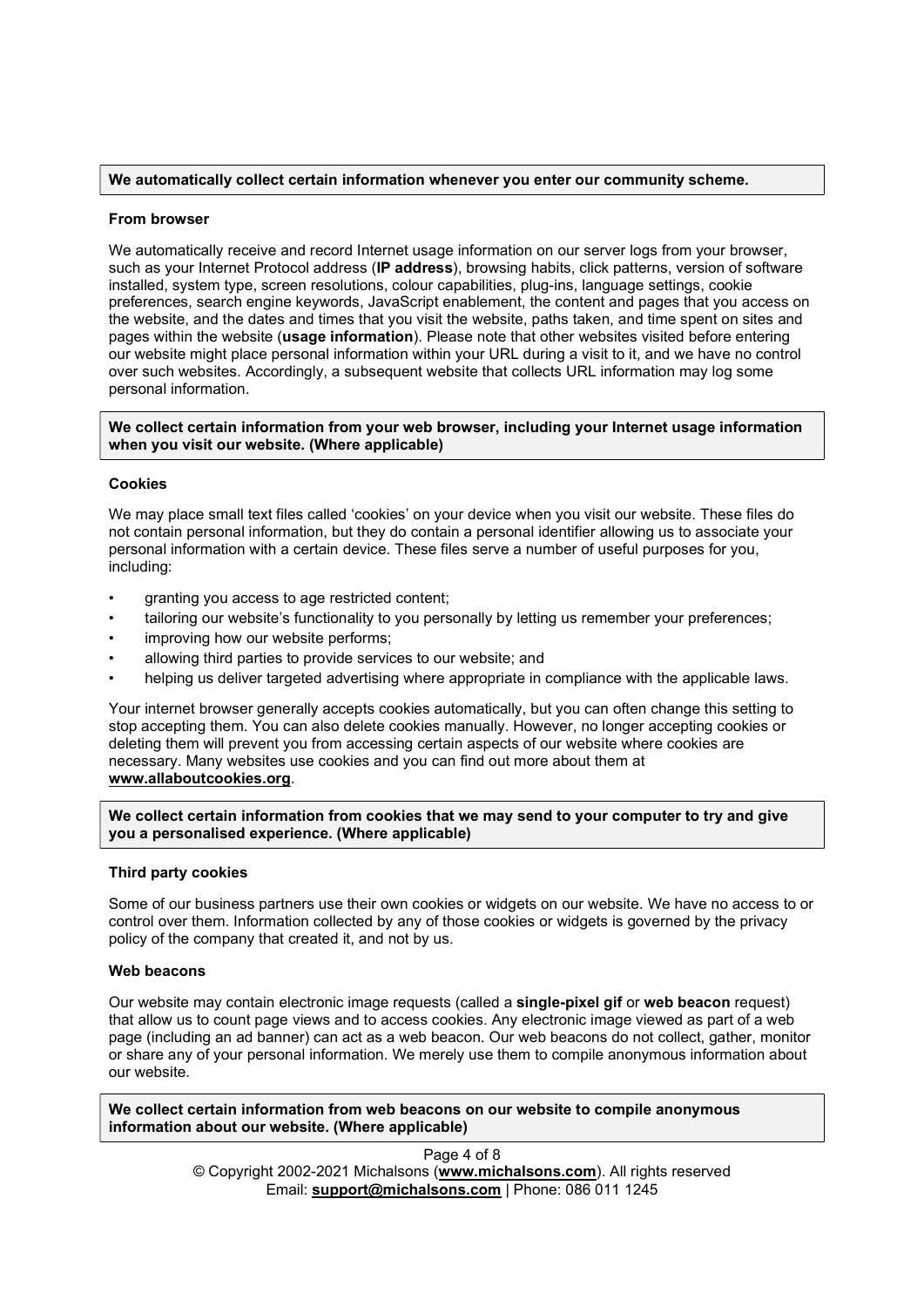**We automatically collect certain information whenever you enter our community scheme.**

#### From browser

We automatically receive and record Internet usage information on our server logs from your browser, such as your Internet Protocol address (**IP address**), browsing habits, click patterns, version of software installed, system type, screen resolutions, colour capabilities, plug-ins, language settings, cookie preferences, search engine keywords, JavaScript enablement, the content and pages that you access on the website, and the dates and times that you visit the website, paths taken, and time spent on sites and pages within the website (**usage information**). Please note that other websites visited before entering our website might place personal information within your URL during a visit to it, and we have no control over such websites. Accordingly, a subsequent website that collects URL information may log some personal information.

**We collect certain information from your web browser, including your Internet usage information when you visit our website. (Where applicable)**

#### Cookies

We may place small text files called 'cookies' on your device when you visit our website. These files do not contain personal information, but they do contain a personal identifier allowing us to associate your personal information with a certain device. These files serve a number of useful purposes for you, including:

- granting you access to age restricted content;
- tailoring our website's functionality to you personally by letting us remember your preferences;
- improving how our website performs;
- allowing third parties to provide services to our website; and
- helping us deliver targeted advertising where appropriate in compliance with the applicable laws.

Your internet browser generally accepts cookies automatically, but you can often change this setting to stop accepting them. You can also delete cookies manually. However, no longer accepting cookies or deleting them will prevent you from accessing certain aspects of our website where cookies are necessary. Many websites use cookies and you can find out more about them at **www.allaboutcookies.org**.

**We collect certain information from cookies that we may send to your computer to try and give you a personalised experience. (Where applicable)**

#### Third party cookies

Some of our business partners use their own cookies or widgets on our website. We have no access to or control over them. Information collected by any of those cookies or widgets is governed by the privacy policy of the company that created it, and not by us.

#### Web beacons

Our website may contain electronic image requests (called a **single-pixel gif** or **web beacon** request) that allow us to count page views and to access cookies. Any electronic image viewed as part of a web page (including an ad banner) can act as a web beacon. Our web beacons do not collect, gather, monitor or share any of your personal information. We merely use them to compile anonymous information about our website.

**We collect certain information from web beacons on our website to compile anonymous information about our website. (Where applicable)**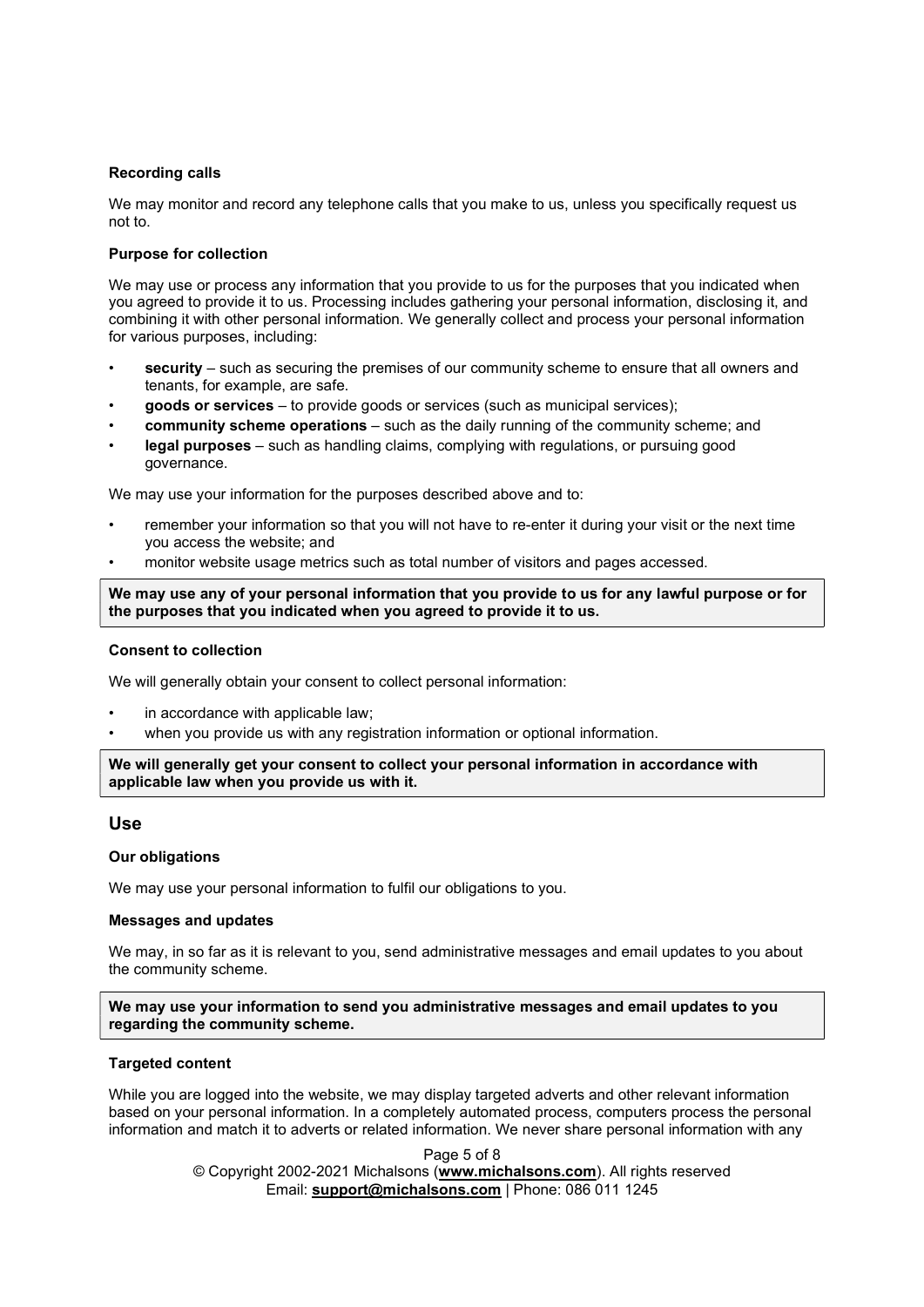**Recording calls**

We may monitor and record any telephone calls that you make to us, unless you specifically request us not to.

**Purpose for collection**

We may use or process any information that you provide to us for the purposes that you indicated when you agreed to provide it to us. Processing includes gathering your personal information, disclosing it, and combining it with other personal information. We generally collect and process your personal information for various purposes, including:

- **security** – such as securing the premises of our community scheme to ensure that all owners and tenants, for example, are safe.
- **goods or services** – to provide goods or services (such as municipal services);
- **community scheme operations** – such as the daily running of the community scheme; and
- **legal purposes** – such as handling claims, complying with regulations, or pursuing good governance.

We may use your information for the purposes described above and to:

- remember your information so that you will not have to re-enter it during your visit or the next time you access the website; and
- monitor website usage metrics such as total number of visitors and pages accessed.

**We may use any of your personal information that you provide to us for any lawful purpose or for the purposes that you indicated when you agreed to provide it to us.**

**Consent to collection**

We will generally obtain your consent to collect personal information:

- in accordance with applicable law;
- when you provide us with any registration information or optional information.

**We will generally get your consent to collect your personal information in accordance with applicable law when you provide us with it.**

## Use

**Our obligations**

We may use your personal information to fulfil our obligations to you.

**Messages and updates**

We may, in so far as it is relevant to you, send administrative messages and email updates to you about the community scheme.

**We may use your information to send you administrative messages and email updates to you regarding the community scheme.**

**Targeted content**

While you are logged into the website, we may display targeted adverts and other relevant information based on your personal information. In a completely automated process, computers process the personal information and match it to adverts or related information. We never share personal information with any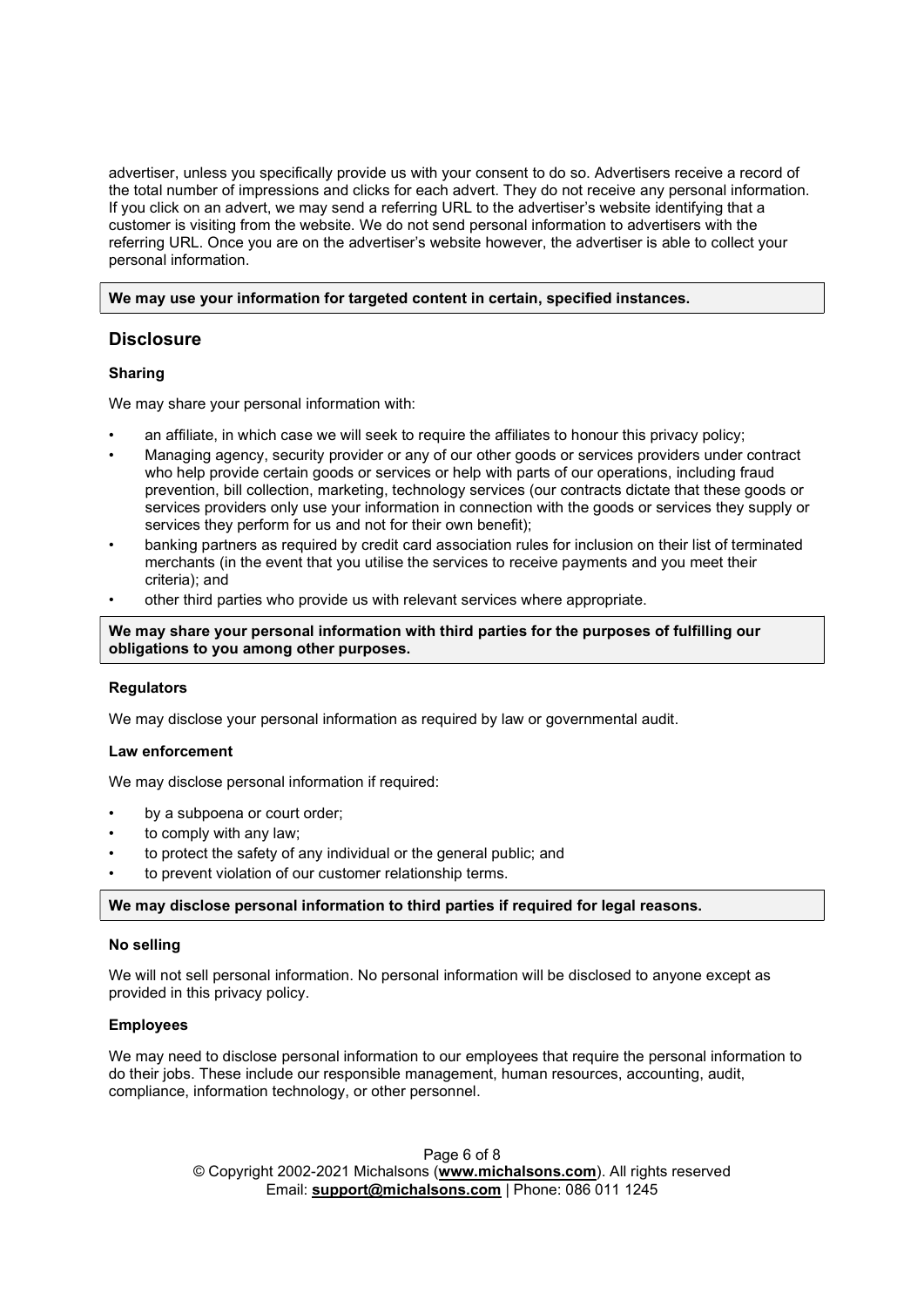advertiser, unless you specifically provide us with your consent to do so. Advertisers receive a record of the total number of impressions and clicks for each advert. They do not receive any personal information. If you click on an advert, we may send a referring URL to the advertiser's website identifying that a customer is visiting from the website. We do not send personal information to advertisers with the referring URL. Once you are on the advertiser's website however, the advertiser is able to collect your personal information.

**We may use your information for targeted content in certain, specified instances.**

## Disclosure

### Sharing

We may share your personal information with:

- an affiliate, in which case we will seek to require the affiliates to honour this privacy policy;
- Managing agency, security provider or any of our other goods or services providers under contract who help provide certain goods or services or help with parts of our operations, including fraud prevention, bill collection, marketing, technology services (our contracts dictate that these goods or services providers only use your information in connection with the goods or services they supply or services they perform for us and not for their own benefit);
- banking partners as required by credit card association rules for inclusion on their list of terminated merchants (in the event that you utilise the services to receive payments and you meet their criteria); and
- other third parties who provide us with relevant services where appropriate.

**We may share your personal information with third parties for the purposes of fulfilling our obligations to you among other purposes.**

### Regulators

We may disclose your personal information as required by law or governmental audit.

### Law enforcement

We may disclose personal information if required:

- by a subpoena or court order;
- to comply with any law;
- to protect the safety of any individual or the general public; and
- to prevent violation of our customer relationship terms.

**We may disclose personal information to third parties if required for legal reasons.**

### No selling

We will not sell personal information. No personal information will be disclosed to anyone except as provided in this privacy policy.

### Employees

We may need to disclose personal information to our employees that require the personal information to do their jobs. These include our responsible management, human resources, accounting, audit, compliance, information technology, or other personnel.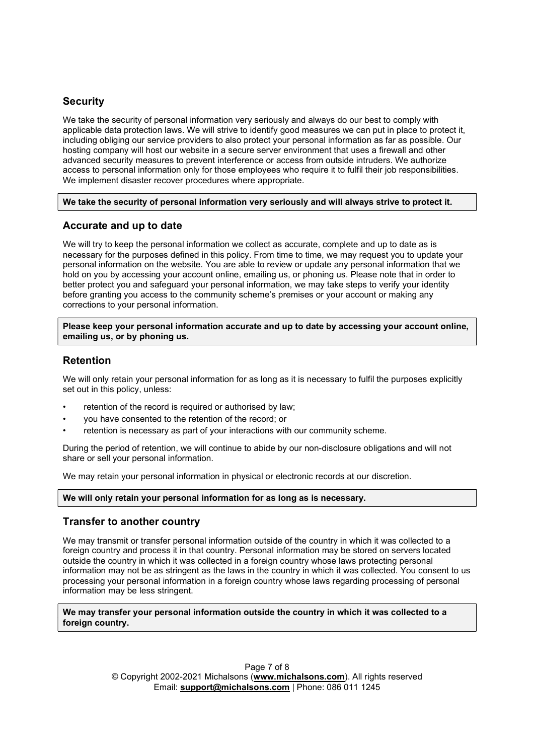## Security

We take the security of personal information very seriously and always do our best to comply with applicable data protection laws. We will strive to identify good measures we can put in place to protect it, including obliging our service providers to also protect your personal information as far as possible. Our hosting company will host our website in a secure server environment that uses a firewall and other advanced security measures to prevent interference or access from outside intruders. We authorize access to personal information only for those employees who require it to fulfil their job responsibilities. We implement disaster recover procedures where appropriate.

**We take the security of personal information very seriously and will always strive to protect it.**

## Accurate and up to date

We will try to keep the personal information we collect as accurate, complete and up to date as is necessary for the purposes defined in this policy. From time to time, we may request you to update your personal information on the website. You are able to review or update any personal information that we hold on you by accessing your account online, emailing us, or phoning us. Please note that in order to better protect you and safeguard your personal information, we may take steps to verify your identity before granting you access to the community scheme's premises or your account or making any corrections to your personal information.

**Please keep your personal information accurate and up to date by accessing your account online, emailing us, or by phoning us.**

## Retention

We will only retain your personal information for as long as it is necessary to fulfil the purposes explicitly set out in this policy, unless:

- retention of the record is required or authorised by law;
- you have consented to the retention of the record; or
- retention is necessary as part of your interactions with our community scheme.

During the period of retention, we will continue to abide by our non-disclosure obligations and will not share or sell your personal information.

We may retain your personal information in physical or electronic records at our discretion.

**We will only retain your personal information for as long as is necessary.**

## Transfer to another country

We may transmit or transfer personal information outside of the country in which it was collected to a foreign country and process it in that country. Personal information may be stored on servers located outside the country in which it was collected in a foreign country whose laws protecting personal information may not be as stringent as the laws in the country in which it was collected. You consent to us processing your personal information in a foreign country whose laws regarding processing of personal information may be less stringent.

**We may transfer your personal information outside the country in which it was collected to a foreign country.**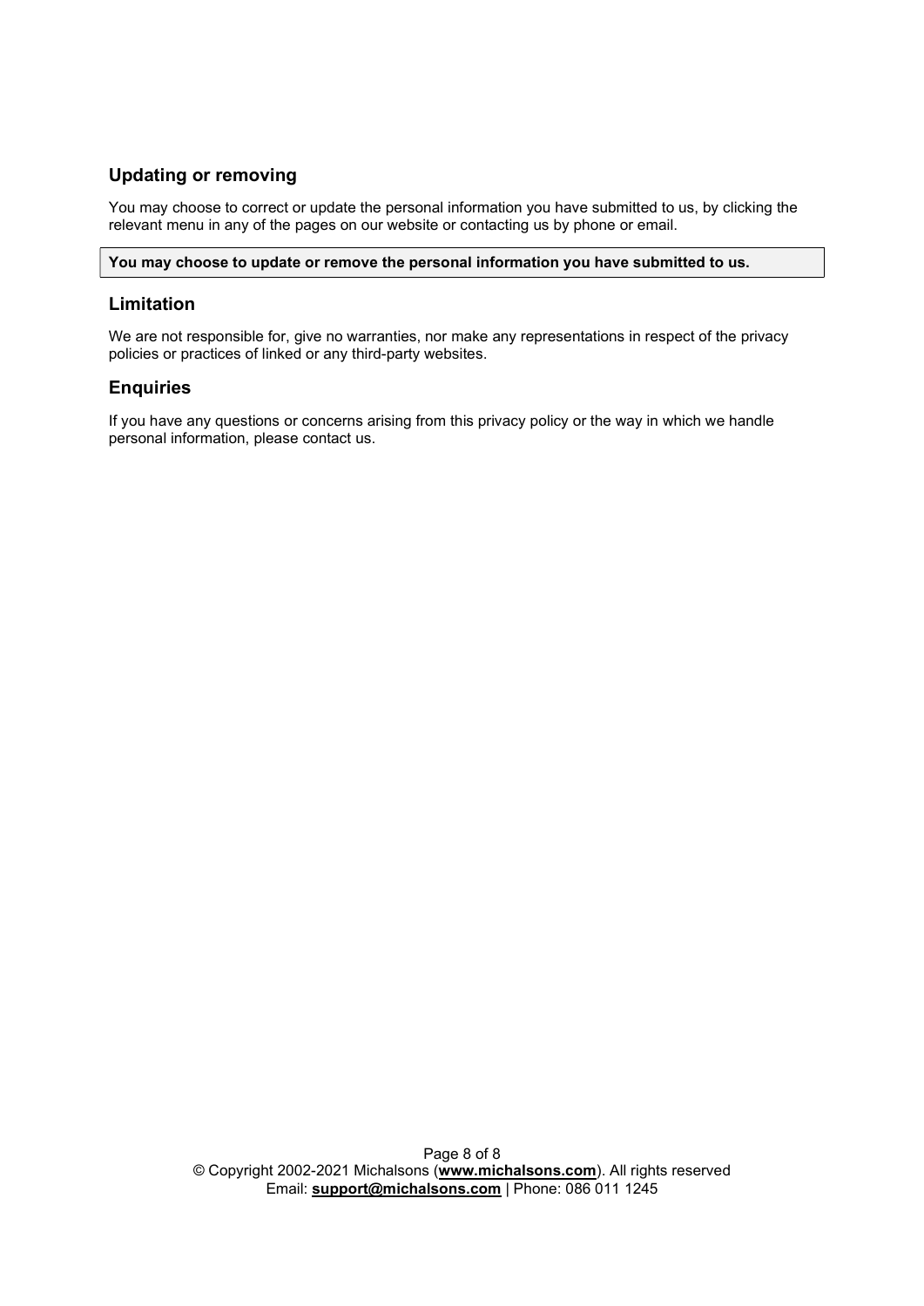## Updating or removing

You may choose to correct or update the personal information you have submitted to us, by clicking the relevant menu in any of the pages on our website or contacting us by phone or email.

**You may choose to update or remove the personal information you have submitted to us.**

## Limitation

We are not responsible for, give no warranties, nor make any representations in respect of the privacy policies or practices of linked or any third-party websites.

## Enquiries

If you have any questions or concerns arising from this privacy policy or the way in which we handle personal information, please contact us.